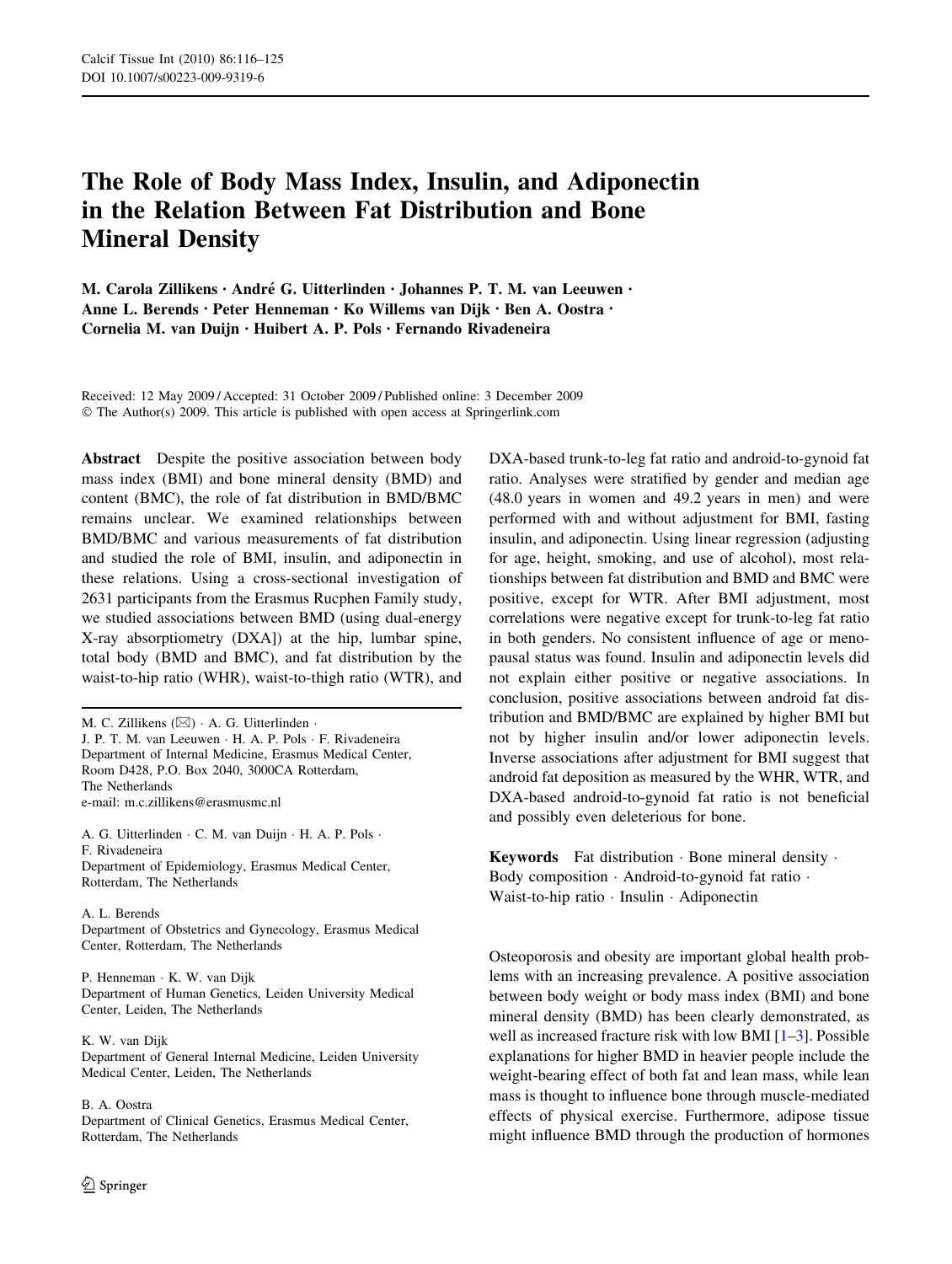# The Role of Body Mass Index, Insulin, and Adiponectin in the Relation Between Fat Distribution and Bone Mineral Density

M. Carola Zillikens · André G. Uitterlinden · Johannes P. T. M. van Leeuwen · Anne L. Berends · Peter Henneman · Ko Willems van Dijk · Ben A. Oostra · Cornelia M. van Duijn · Huibert A. P. Pols · Fernando Rivadeneira

Received: 12 May 2009 / Accepted: 31 October 2009 / Published online: 3 December 2009
© The Author(s) 2009. This article is published with open access at Springerlink.com

**Abstract** Despite the positive association between body mass index (BMI) and bone mineral density (BMD) and content (BMC), the role of fat distribution in BMD/BMC remains unclear. We examined relationships between BMD/BMC and various measurements of fat distribution and studied the role of BMI, insulin, and adiponectin in these relations. Using a cross-sectional investigation of 2631 participants from the Erasmus Rucphen Family study, we studied associations between BMD (using dual-energy X-ray absorptiometry (DXA]) at the hip, lumbar spine, total body (BMD and BMC), and fat distribution by the waist-to-hip ratio (WHR), waist-to-thigh ratio (WTR), and DXA-based trunk-to-leg fat ratio and android-to-gynoid fat ratio. Analyses were stratified by gender and median age (48.0 years in women and 49.2 years in men) and were performed with and without adjustment for BMI, fasting insulin, and adiponectin. Using linear regression (adjusting for age, height, smoking, and use of alcohol), most relationships between fat distribution and BMD and BMC were positive, except for WTR. After BMI adjustment, most correlations were negative except for trunk-to-leg fat ratio in both genders. No consistent influence of age or menopausal status was found. Insulin and adiponectin levels did not explain either positive or negative associations. In conclusion, positive associations between android fat distribution and BMD/BMC are explained by higher BMI but not by higher insulin and/or lower adiponectin levels. Inverse associations after adjustment for BMI suggest that android fat deposition as measured by the WHR, WTR, and DXA-based android-to-gynoid fat ratio is not beneficial and possibly even deleterious for bone.

**Keywords** Fat distribution · Bone mineral density · Body composition · Android-to-gynoid fat ratio · Waist-to-hip ratio · Insulin · Adiponectin

M. C. Zillikens (✉) · A. G. Uitterlinden · J. P. T. M. van Leeuwen · H. A. P. Pols · F. Rivadeneira
Department of Internal Medicine, Erasmus Medical Center, Room D428, P.O. Box 2040, 3000CA Rotterdam, The Netherlands
e-mail: m.c.zillikens@erasmusmc.nl

A. G. Uitterlinden · C. M. van Duijn · H. A. P. Pols · F. Rivadeneira
Department of Epidemiology, Erasmus Medical Center, Rotterdam, The Netherlands

A. L. Berends
Department of Obstetrics and Gynecology, Erasmus Medical Center, Rotterdam, The Netherlands

P. Henneman · K. W. van Dijk
Department of Human Genetics, Leiden University Medical Center, Leiden, The Netherlands

K. W. van Dijk
Department of General Internal Medicine, Leiden University Medical Center, Leiden, The Netherlands

B. A. Oostra
Department of Clinical Genetics, Erasmus Medical Center, Rotterdam, The Netherlands

Osteoporosis and obesity are important global health problems with an increasing prevalence. A positive association between body weight or body mass index (BMI) and bone mineral density (BMD) has been clearly demonstrated, as well as increased fracture risk with low BMI [1–3]. Possible explanations for higher BMD in heavier people include the weight-bearing effect of both fat and lean mass, while lean mass is thought to influence bone through muscle-mediated effects of physical exercise. Furthermore, adipose tissue might influence BMD through the production of hormones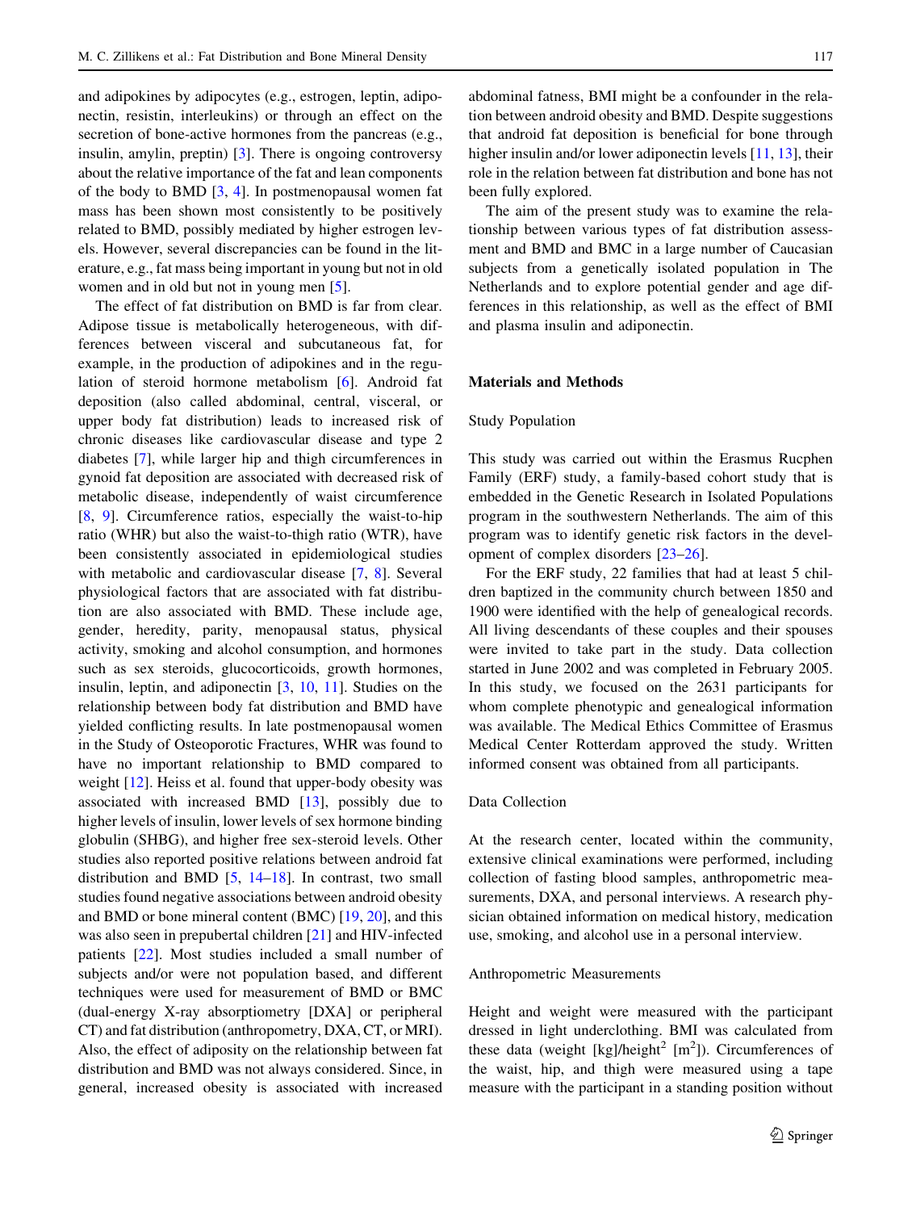and adipokines by adipocytes (e.g., estrogen, leptin, adiponectin, resistin, interleukins) or through an effect on the secretion of bone-active hormones from the pancreas (e.g., insulin, amylin, preptin) [3]. There is ongoing controversy about the relative importance of the fat and lean components of the body to BMD [3, 4]. In postmenopausal women fat mass has been shown most consistently to be positively related to BMD, possibly mediated by higher estrogen levels. However, several discrepancies can be found in the literature, e.g., fat mass being important in young but not in old women and in old but not in young men [5].

The effect of fat distribution on BMD is far from clear. Adipose tissue is metabolically heterogeneous, with differences between visceral and subcutaneous fat, for example, in the production of adipokines and in the regulation of steroid hormone metabolism [6]. Android fat deposition (also called abdominal, central, visceral, or upper body fat distribution) leads to increased risk of chronic diseases like cardiovascular disease and type 2 diabetes [7], while larger hip and thigh circumferences in gynoid fat deposition are associated with decreased risk of metabolic disease, independently of waist circumference [8, 9]. Circumference ratios, especially the waist-to-hip ratio (WHR) but also the waist-to-thigh ratio (WTR), have been consistently associated in epidemiological studies with metabolic and cardiovascular disease [7, 8]. Several physiological factors that are associated with fat distribution are also associated with BMD. These include age, gender, heredity, parity, menopausal status, physical activity, smoking and alcohol consumption, and hormones such as sex steroids, glucocorticoids, growth hormones, insulin, leptin, and adiponectin [3, 10, 11]. Studies on the relationship between body fat distribution and BMD have yielded conflicting results. In late postmenopausal women in the Study of Osteoporotic Fractures, WHR was found to have no important relationship to BMD compared to weight [12]. Heiss et al. found that upper-body obesity was associated with increased BMD [13], possibly due to higher levels of insulin, lower levels of sex hormone binding globulin (SHBG), and higher free sex-steroid levels. Other studies also reported positive relations between android fat distribution and BMD [5, 14–18]. In contrast, two small studies found negative associations between android obesity and BMD or bone mineral content (BMC) [19, 20], and this was also seen in prepubertal children [21] and HIV-infected patients [22]. Most studies included a small number of subjects and/or were not population based, and different techniques were used for measurement of BMD or BMC (dual-energy X-ray absorptiometry [DXA] or peripheral CT) and fat distribution (anthropometry, DXA, CT, or MRI). Also, the effect of adiposity on the relationship between fat distribution and BMD was not always considered. Since, in general, increased obesity is associated with increased abdominal fatness, BMI might be a confounder in the relation between android obesity and BMD. Despite suggestions that android fat deposition is beneficial for bone through higher insulin and/or lower adiponectin levels [11, 13], their role in the relation between fat distribution and bone has not been fully explored.

The aim of the present study was to examine the relationship between various types of fat distribution assessment and BMD and BMC in a large number of Caucasian subjects from a genetically isolated population in The Netherlands and to explore potential gender and age differences in this relationship, as well as the effect of BMI and plasma insulin and adiponectin.

## Materials and Methods

### Study Population

This study was carried out within the Erasmus Rucphen Family (ERF) study, a family-based cohort study that is embedded in the Genetic Research in Isolated Populations program in the southwestern Netherlands. The aim of this program was to identify genetic risk factors in the development of complex disorders [23–26].

For the ERF study, 22 families that had at least 5 children baptized in the community church between 1850 and 1900 were identified with the help of genealogical records. All living descendants of these couples and their spouses were invited to take part in the study. Data collection started in June 2002 and was completed in February 2005. In this study, we focused on the 2631 participants for whom complete phenotypic and genealogical information was available. The Medical Ethics Committee of Erasmus Medical Center Rotterdam approved the study. Written informed consent was obtained from all participants.

### Data Collection

At the research center, located within the community, extensive clinical examinations were performed, including collection of fasting blood samples, anthropometric measurements, DXA, and personal interviews. A research physician obtained information on medical history, medication use, smoking, and alcohol use in a personal interview.

### Anthropometric Measurements

Height and weight were measured with the participant dressed in light underclothing. BMI was calculated from these data (weight [kg]/height$^2$ [m$^2$]). Circumferences of the waist, hip, and thigh were measured using a tape measure with the participant in a standing position without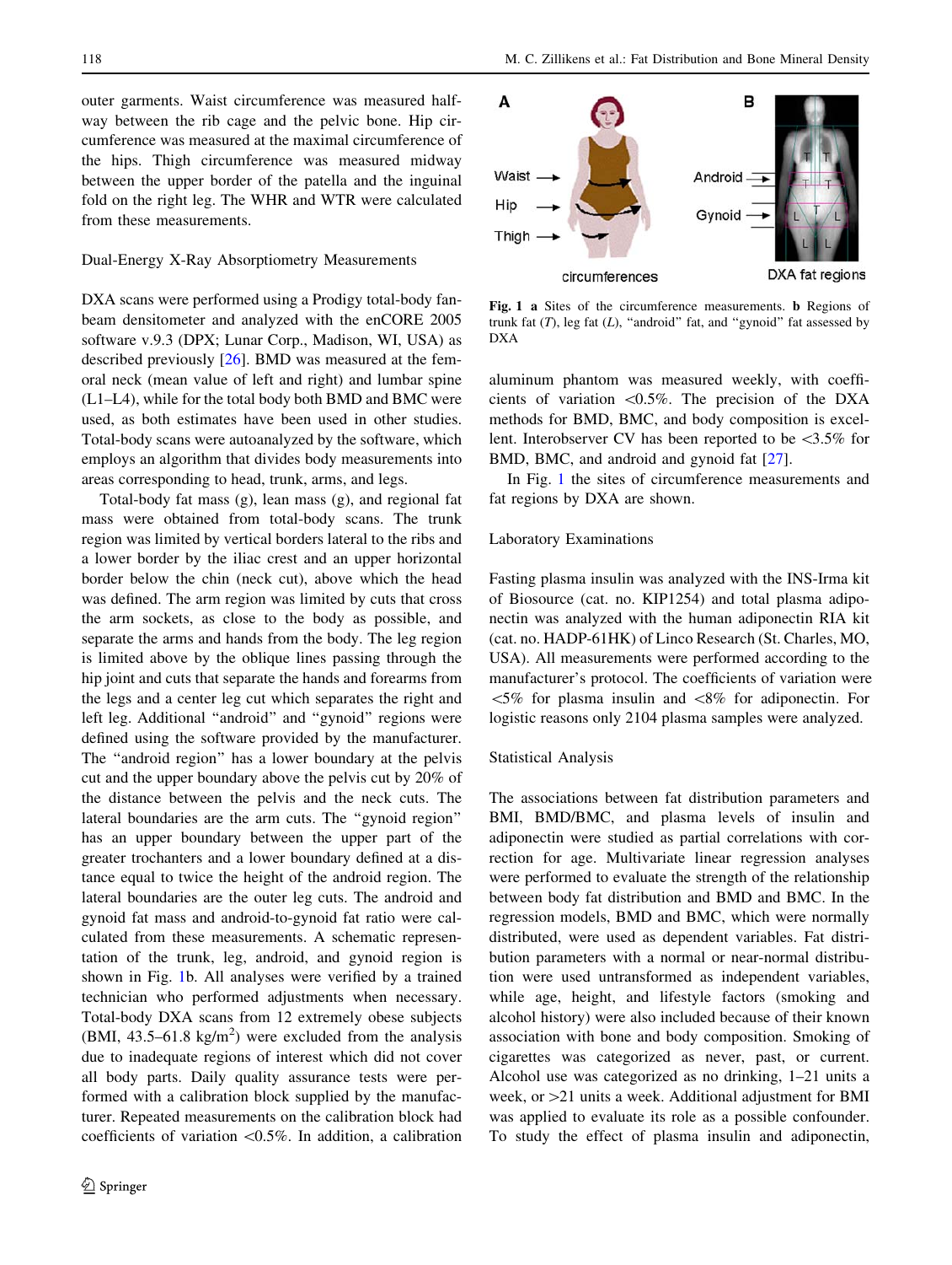outer garments. Waist circumference was measured halfway between the rib cage and the pelvic bone. Hip circumference was measured at the maximal circumference of the hips. Thigh circumference was measured midway between the upper border of the patella and the inguinal fold on the right leg. The WHR and WTR were calculated from these measurements.

### Dual-Energy X-Ray Absorptiometry Measurements

DXA scans were performed using a Prodigy total-body fan-beam densitometer and analyzed with the enCORE 2005 software v.9.3 (DPX; Lunar Corp., Madison, WI, USA) as described previously [26]. BMD was measured at the femoral neck (mean value of left and right) and lumbar spine (L1–L4), while for the total body both BMD and BMC were used, as both estimates have been used in other studies. Total-body scans were autoanalyzed by the software, which employs an algorithm that divides body measurements into areas corresponding to head, trunk, arms, and legs.

Total-body fat mass (g), lean mass (g), and regional fat mass were obtained from total-body scans. The trunk region was limited by vertical borders lateral to the ribs and a lower border by the iliac crest and an upper horizontal border below the chin (neck cut), above which the head was defined. The arm region was limited by cuts that cross the arm sockets, as close to the body as possible, and separate the arms and hands from the body. The leg region is limited above by the oblique lines passing through the hip joint and cuts that separate the hands and forearms from the legs and a center leg cut which separates the right and left leg. Additional "android" and "gynoid" regions were defined using the software provided by the manufacturer. The "android region" has a lower boundary at the pelvis cut and the upper boundary above the pelvis cut by 20% of the distance between the pelvis and the neck cuts. The lateral boundaries are the arm cuts. The "gynoid region" has an upper boundary between the upper part of the greater trochanters and a lower boundary defined at a distance equal to twice the height of the android region. The lateral boundaries are the outer leg cuts. The android and gynoid fat mass and android-to-gynoid fat ratio were calculated from these measurements. A schematic representation of the trunk, leg, android, and gynoid region is shown in Fig. 1b. All analyses were verified by a trained technician who performed adjustments when necessary. Total-body DXA scans from 12 extremely obese subjects (BMI, 43.5–61.8 kg/m$^2$) were excluded from the analysis due to inadequate regions of interest which did not cover all body parts. Daily quality assurance tests were performed with a calibration block supplied by the manufacturer. Repeated measurements on the calibration block had coefficients of variation <0.5%. In addition, a calibration aluminum phantom was measured weekly, with coefficients of variation <0.5%. The precision of the DXA methods for BMD, BMC, and body composition is excellent. Interobserver CV has been reported to be <3.5% for BMD, BMC, and android and gynoid fat [27].

A
Waist
Hip
Thigh
circumferences

B
Android
Gynoid
T T
T T
L T L
L L
DXA fat regions

**Fig. 1** **a** Sites of the circumference measurements. **b** Regions of trunk fat (*T*), leg fat (*L*), "android" fat, and "gynoid" fat assessed by DXA

In Fig. 1 the sites of circumference measurements and fat regions by DXA are shown.

### Laboratory Examinations

Fasting plasma insulin was analyzed with the INS-Irma kit of Biosource (cat. no. KIP1254) and total plasma adiponectin was analyzed with the human adiponectin RIA kit (cat. no. HADP-61HK) of Linco Research (St. Charles, MO, USA). All measurements were performed according to the manufacturer's protocol. The coefficients of variation were <5% for plasma insulin and <8% for adiponectin. For logistic reasons only 2104 plasma samples were analyzed.

### Statistical Analysis

The associations between fat distribution parameters and BMI, BMD/BMC, and plasma levels of insulin and adiponectin were studied as partial correlations with correction for age. Multivariate linear regression analyses were performed to evaluate the strength of the relationship between body fat distribution and BMD and BMC. In the regression models, BMD and BMC, which were normally distributed, were used as dependent variables. Fat distribution parameters with a normal or near-normal distribution were used untransformed as independent variables, while age, height, and lifestyle factors (smoking and alcohol history) were also included because of their known association with bone and body composition. Smoking of cigarettes was categorized as never, past, or current. Alcohol use was categorized as no drinking, 1–21 units a week, or >21 units a week. Additional adjustment for BMI was applied to evaluate its role as a possible confounder. To study the effect of plasma insulin and adiponectin,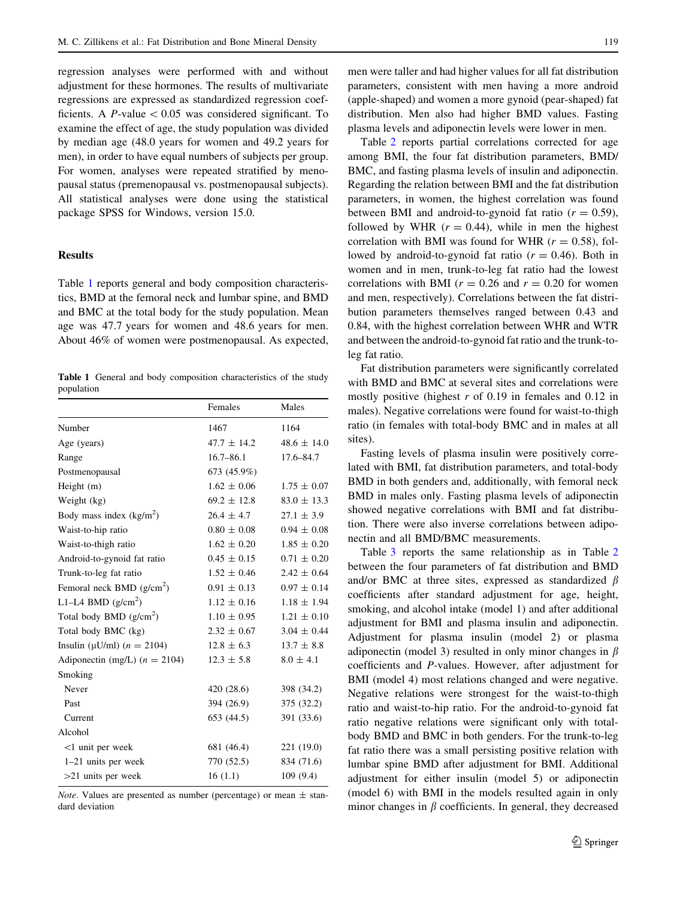regression analyses were performed with and without adjustment for these hormones. The results of multivariate regressions are expressed as standardized regression coefficients. A $P$-value $< 0.05$ was considered significant. To examine the effect of age, the study population was divided by median age (48.0 years for women and 49.2 years for men), in order to have equal numbers of subjects per group. For women, analyses were repeated stratified by menopausal status (premenopausal vs. postmenopausal subjects). All statistical analyses were done using the statistical package SPSS for Windows, version 15.0.

## Results

Table 1 reports general and body composition characteristics, BMD at the femoral neck and lumbar spine, and BMD and BMC at the total body for the study population. Mean age was 47.7 years for women and 48.6 years for men. About 46% of women were postmenopausal. As expected, men were taller and had higher values for all fat distribution parameters, consistent with men having a more android (apple-shaped) and women a more gynoid (pear-shaped) fat distribution. Men also had higher BMD values. Fasting plasma levels and adiponectin levels were lower in men.

**Table 1** General and body composition characteristics of the study population

| | Females | Males |
|---|---|---|
| Number | 1467 | 1164 |
| Age (years) | 47.7 ± 14.2 | 48.6 ± 14.0 |
| Range | 16.7–86.1 | 17.6–84.7 |
| Postmenopausal | 673 (45.9%) | |
| Height (m) | 1.62 ± 0.06 | 1.75 ± 0.07 |
| Weight (kg) | 69.2 ± 12.8 | 83.0 ± 13.3 |
| Body mass index (kg/m$^2$) | 26.4 ± 4.7 | 27.1 ± 3.9 |
| Waist-to-hip ratio | 0.80 ± 0.08 | 0.94 ± 0.08 |
| Waist-to-thigh ratio | 1.62 ± 0.20 | 1.85 ± 0.20 |
| Android-to-gynoid fat ratio | 0.45 ± 0.15 | 0.71 ± 0.20 |
| Trunk-to-leg fat ratio | 1.52 ± 0.46 | 2.42 ± 0.64 |
| Femoral neck BMD (g/cm$^2$) | 0.91 ± 0.13 | 0.97 ± 0.14 |
| L1–L4 BMD (g/cm$^2$) | 1.12 ± 0.16 | 1.18 ± 1.94 |
| Total body BMD (g/cm$^2$) | 1.10 ± 0.95 | 1.21 ± 0.10 |
| Total body BMC (kg) | 2.32 ± 0.67 | 3.04 ± 0.44 |
| Insulin (μU/ml) ($n$ = 2104) | 12.8 ± 6.3 | 13.7 ± 8.8 |
| Adiponectin (mg/L) ($n$ = 2104) | 12.3 ± 5.8 | 8.0 ± 4.1 |
| Smoking | | |
| Never | 420 (28.6) | 398 (34.2) |
| Past | 394 (26.9) | 375 (32.2) |
| Current | 653 (44.5) | 391 (33.6) |
| Alcohol | | |
| <1 unit per week | 681 (46.4) | 221 (19.0) |
| 1–21 units per week | 770 (52.5) | 834 (71.6) |
| >21 units per week | 16 (1.1) | 109 (9.4) |

*Note*. Values are presented as number (percentage) or mean ± standard deviation

Table 2 reports partial correlations corrected for age among BMI, the four fat distribution parameters, BMD/BMC, and fasting plasma levels of insulin and adiponectin. Regarding the relation between BMI and the fat distribution parameters, in women, the highest correlation was found between BMI and android-to-gynoid fat ratio ($r = 0.59$), followed by WHR ($r = 0.44$), while in men the highest correlation with BMI was found for WHR ($r = 0.58$), followed by android-to-gynoid fat ratio ($r = 0.46$). Both in women and in men, trunk-to-leg fat ratio had the lowest correlations with BMI ($r = 0.26$ and $r = 0.20$ for women and men, respectively). Correlations between the fat distribution parameters themselves ranged between 0.43 and 0.84, with the highest correlation between WHR and WTR and between the android-to-gynoid fat ratio and the trunk-to-leg fat ratio.

Fat distribution parameters were significantly correlated with BMD and BMC at several sites and correlations were mostly positive (highest $r$ of 0.19 in females and 0.12 in males). Negative correlations were found for waist-to-thigh ratio (in females with total-body BMC and in males at all sites).

Fasting levels of plasma insulin were positively correlated with BMI, fat distribution parameters, and total-body BMD in both genders and, additionally, with femoral neck BMD in males only. Fasting plasma levels of adiponectin showed negative correlations with BMI and fat distribution. There were also inverse correlations between adiponectin and all BMD/BMC measurements.

Table 3 reports the same relationship as in Table 2 between the four parameters of fat distribution and BMD and/or BMC at three sites, expressed as standardized $\beta$ coefficients after standard adjustment for age, height, smoking, and alcohol intake (model 1) and after additional adjustment for BMI and plasma insulin and adiponectin. Adjustment for plasma insulin (model 2) or plasma adiponectin (model 3) resulted in only minor changes in $\beta$ coefficients and $P$-values. However, after adjustment for BMI (model 4) most relations changed and were negative. Negative relations were strongest for the waist-to-thigh ratio and waist-to-hip ratio. For the android-to-gynoid fat ratio negative relations were significant only with total-body BMD and BMC in both genders. For the trunk-to-leg fat ratio there was a small persisting positive relation with lumbar spine BMD after adjustment for BMI. Additional adjustment for either insulin (model 5) or adiponectin (model 6) with BMI in the models resulted again in only minor changes in $\beta$ coefficients. In general, they decreased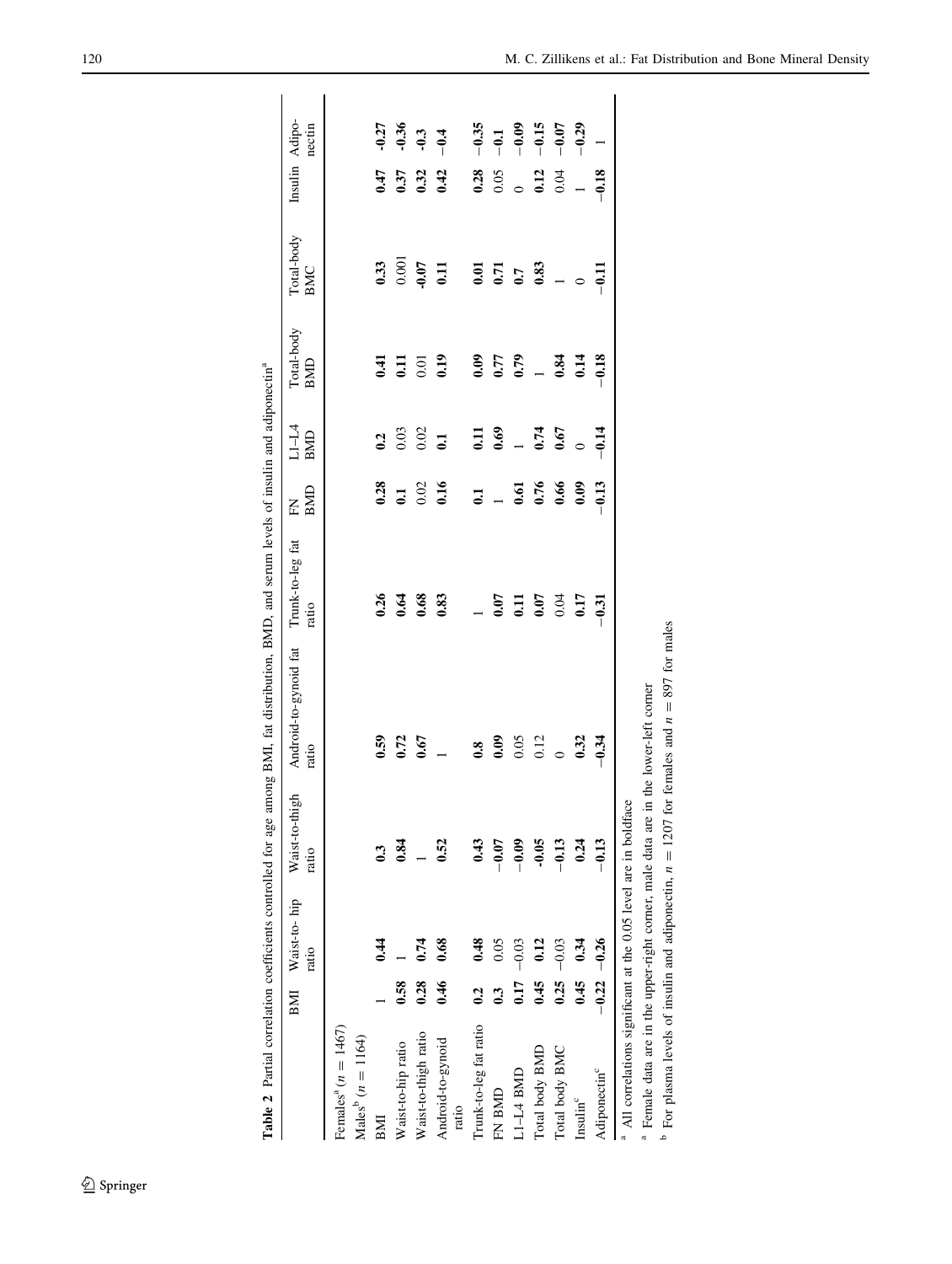**Table 2** Partial correlation coefficients controlled for age among BMI, fat distribution, BMD, and serum levels of insulin and adiponectin[a]

| | BMI | Waist-to- hip ratio | Waist-to-thigh ratio | Android-to-gynoid fat ratio | Trunk-to-leg fat ratio | FN BMD | L1–L4 BMD | Total-body BMD | Total-body BMC | Insulin | Adipo- nectin |
|---|---|---|---|---|---|---|---|---|---|---|---|
| Females[a] ($n = 1467$) | | | | | | | | | | | |
| Males[b] ($n = 1164$) | | | | | | | | | | | |
| BMI | 1 | **0.44** | **0.3** | **0.59** | **0.26** | **0.28** | **0.2** | **0.41** | **0.33** | **0.47** | **-0.27** |
| Waist-to-hip ratio | **0.58** | 1 | **0.84** | **0.72** | **0.64** | **0.1** | 0.03 | **0.11** | 0.001 | **0.37** | **-0.36** |
| Waist-to-thigh ratio | **0.28** | **0.74** | 1 | **0.67** | **0.68** | 0.02 | 0.02 | 0.01 | **-0.07** | **0.32** | **-0.3** |
| Android-to-gynoid ratio | **0.46** | **0.68** | **0.52** | 1 | **0.83** | **0.16** | **0.1** | **0.19** | **0.11** | **0.42** | **−0.4** |
| Trunk-to-leg fat ratio | **0.2** | **0.48** | **0.43** | **0.8** | 1 | **0.1** | **0.11** | **0.09** | **0.01** | **0.28** | **−0.35** |
| FN BMD | **0.3** | 0.05 | **−0.07** | **0.09** | **0.07** | 1 | **0.69** | **0.77** | **0.71** | 0.05 | **−0.1** |
| L1–L4 BMD | **0.17** | −0.03 | **−0.09** | 0.05 | **0.11** | **0.61** | 1 | **0.79** | **0.7** | 0 | **−0.09** |
| Total body BMD | **0.45** | **0.12** | **-0.05** | 0.12 | **0.07** | **0.76** | **0.74** | 1 | **0.83** | **0.12** | **−0.15** |
| Total body BMC | **0.25** | −0.03 | **−0.13** | 0 | 0.04 | **0.66** | **0.67** | **0.84** | 1 | 0.04 | **−0.07** |
| Insulin[c] | **0.45** | **0.34** | **0.24** | **0.32** | **0.17** | **0.09** | 0 | **0.14** | 0 | 1 | **−0.29** |
| Adiponectin[c] | **−0.22** | **−0.26** | **−0.13** | **−0.34** | **−0.31** | **−0.13** | **−0.14** | **−0.18** | **−0.11** | **−0.18** | 1 |

[a] All correlations significant at the 0.05 level are in boldface

[a] Female data are in the upper-right corner, male data are in the lower-left corner

[b] For plasma levels of insulin and adiponectin, $n = 1207$ for females and $n = 897$ for males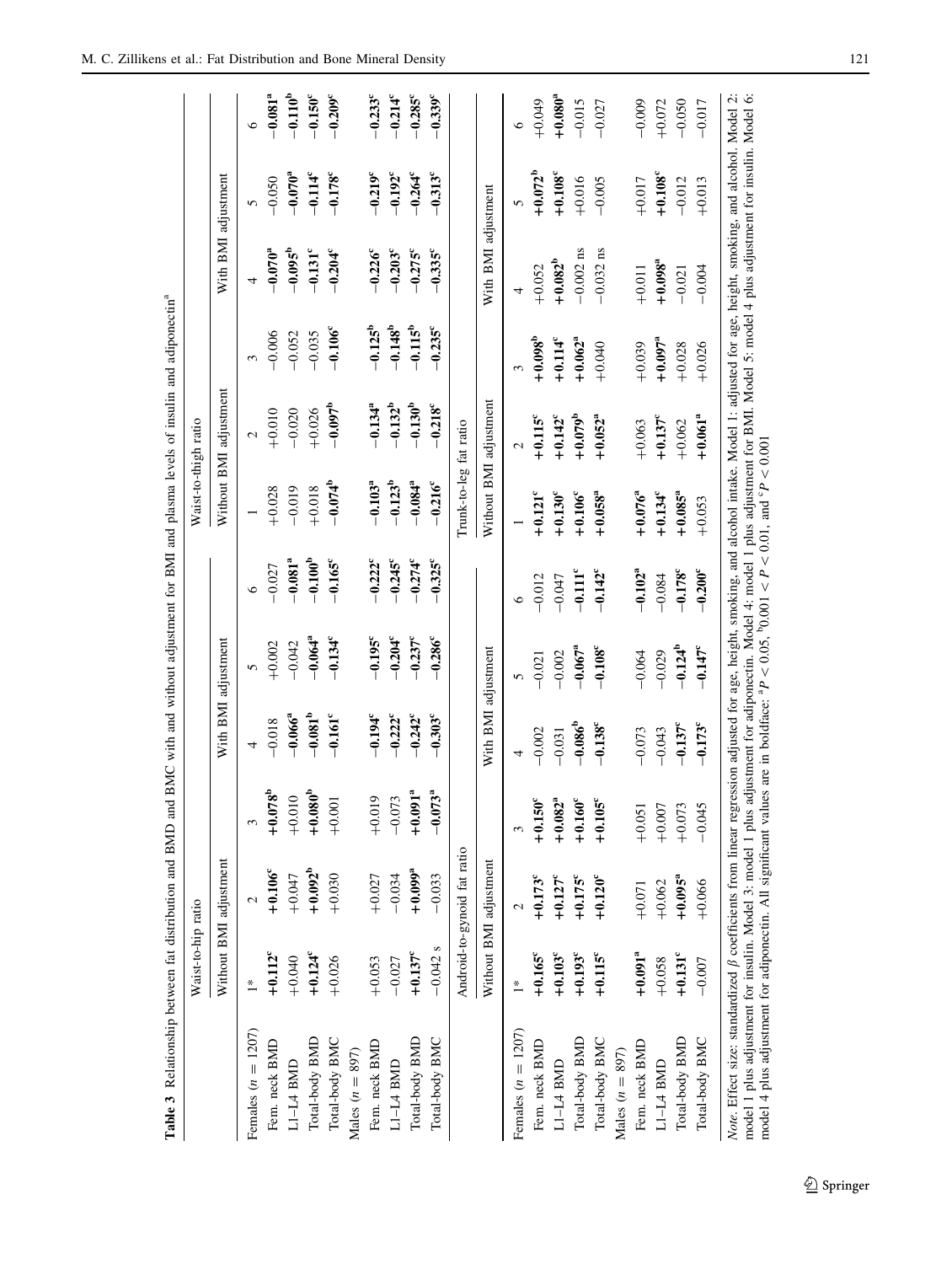**Table 3** Relationship between fat distribution and BMD and BMC with and without adjustment for BMI and plasma levels of insulin and adiponectin[a]

| | Waist-to-hip ratio | | | | | | Waist-to-thigh ratio | | | | | |
|---|---|---|---|---|---|---|---|---|---|---|---|---|
| | Without BMI adjustment | | | With BMI adjustment | | | Without BMI adjustment | | | With BMI adjustment | | |
| | 1* | 2 | 3 | 4 | 5 | 6 | 1 | 2 | 3 | 4 | 5 | 6 |
| Females ($n = 1207$) | | | | | | | | | | | | |
| Fem. neck BMD | **+0.112[c]** | **+0.106[c]** | **+0.078[b]** | −0.018 | +0.002 | −0.027 | +0.028 | +0.010 | −0.006 | **−0.070[a]** | −0.050 | **−0.081[a]** |
| L1–L4 BMD | +0.040 | +0.047 | +0.010 | **−0.066[a]** | −0.042 | **−0.081[a]** | −0.019 | −0.020 | −0.052 | **−0.095[b]** | **−0.070[a]** | **−0.110[b]** |
| Total-body BMD | **+0.124[c]** | **+0.092[b]** | **+0.080[b]** | **−0.081[b]** | **−0.064[a]** | **−0.100[b]** | +0.018 | +0.026 | −0.035 | **−0.131[c]** | **−0.114[c]** | **−0.150[c]** |
| Total-body BMC | +0.026 | +0.030 | +0.001 | **−0.161[c]** | **−0.134[c]** | **−0.165[c]** | **−0.074[b]** | **−0.097[b]** | **−0.106[c]** | **−0.204[c]** | **−0.178[c]** | **−0.209[c]** |
| Males ($n = 897$) | | | | | | | | | | | | |
| Fem. neck BMD | +0.053 | +0.027 | +0.019 | **−0.194[c]** | **−0.195[c]** | **−0.222[c]** | **−0.103[a]** | **−0.134[a]** | **−0.125[b]** | **−0.226[c]** | **−0.219[c]** | **−0.233[c]** |
| L1–L4 BMD | −0.027 | −0.034 | −0.073 | **−0.222[c]** | **−0.204[c]** | **−0.245[c]** | **−0.123[b]** | **−0.132[b]** | **−0.148[b]** | **−0.203[c]** | **−0.192[c]** | **−0.214[c]** |
| Total-body BMD | **+0.137[c]** | **+0.099[a]** | **+0.091[a]** | **−0.242[c]** | **−0.237[c]** | **−0.274[c]** | **−0.084[a]** | **−0.130[b]** | **−0.115[b]** | **−0.275[c]** | **−0.264[c]** | **−0.285[c]** |
| Total-body BMC | −0.042 s | −0.033 | **−0.073[a]** | **−0.303[c]** | **−0.286[c]** | **−0.325[c]** | **−0.216[c]** | **−0.218[c]** | **−0.235[c]** | **−0.335[c]** | **−0.313[c]** | **−0.339[c]** |
| | Android-to-gynoid fat ratio | | | | | | Trunk-to-leg fat ratio | | | | | |
| | Without BMI adjustment | | | With BMI adjustment | | | Without BMI adjustment | | | With BMI adjustment | | |
| | 1* | 2 | 3 | 4 | 5 | 6 | 1 | 2 | 3 | 4 | 5 | 6 |
| Females ($n = 1207$) | | | | | | | | | | | | |
| Fem. neck BMD | **+0.165[c]** | **+0.173[c]** | **+0.150[c]** | −0.002 | −0.021 | −0.012 | **+0.121[c]** | **+0.115[c]** | **+0.098[b]** | +0.052 | **+0.072[b]** | +0.049 |
| L1–L4 BMD | **+0.103[c]** | **+0.127[c]** | **+0.082[a]** | −0.031 | −0.002 | −0.047 | **+0.130[c]** | **+0.142[c]** | **+0.114[c]** | **+0.082[b]** | **+0.108[c]** | **+0.080[a]** |
| Total-body BMD | **+0.193[c]** | **+0.175[c]** | **+0.160[c]** | **−0.086[b]** | **−0.067[a]** | **−0.111[c]** | **+0.106[c]** | **+0.079[b]** | **+0.062[a]** | −0.002 ns | +0.016 | −0.015 |
| Total-body BMC | **+0.115[c]** | **+0.120[c]** | **+0.105[c]** | **−0.138[c]** | **−0.108[c]** | **−0.142[c]** | **+0.058[a]** | **+0.052[a]** | +0.040 | −0.032 ns | −0.005 | −0.027 |
| Males ($n = 897$) | | | | | | | | | | | | |
| Fem. neck BMD | **+0.091[a]** | +0.071 | +0.051 | −0.073 | −0.064 | **−0.102[a]** | **+0.076[a]** | +0.063 | +0.039 | +0.011 | +0.017 | −0.009 |
| L1–L4 BMD | +0.058 | +0.062 | +0.007 | −0.043 | −0.029 | −0.084 | **+0.134[c]** | **+0.137[c]** | **+0.097[a]** | **+0.098[a]** | **+0.108[c]** | +0.072 |
| Total-body BMD | **+0.131[c]** | **+0.095[a]** | +0.073 | **−0.137[c]** | **−0.124[b]** | **−0.178[c]** | **+0.085[a]** | +0.062 | +0.028 | −0.021 | −0.012 | −0.050 |
| Total-body BMC | −0.007 | +0.066 | −0.045 | **−0.173[c]** | **−0.147[c]** | **−0.200[c]** | +0.053 | **+0.061[a]** | +0.026 | −0.004 | +0.013 | −0.017 |

*Note*. Effect size: standardized β coefficients from linear regression adjusted for age, height, smoking, and alcohol intake. Model 1: adjusted for age, height, smoking, and alcohol. Model 2: model 1 plus adjustment for insulin. Model 3: model 1 plus adjustment for adiponectin. Model 4: model 1 plus adjustment for BMI. Model 5: model 4 plus adjustment for insulin. Model 6: model 4 plus adjustment for adiponectin. All significant values are in boldface: [a] $P < 0.05$, [b] $0.001 < P < 0.01$, and [c] $P < 0.001$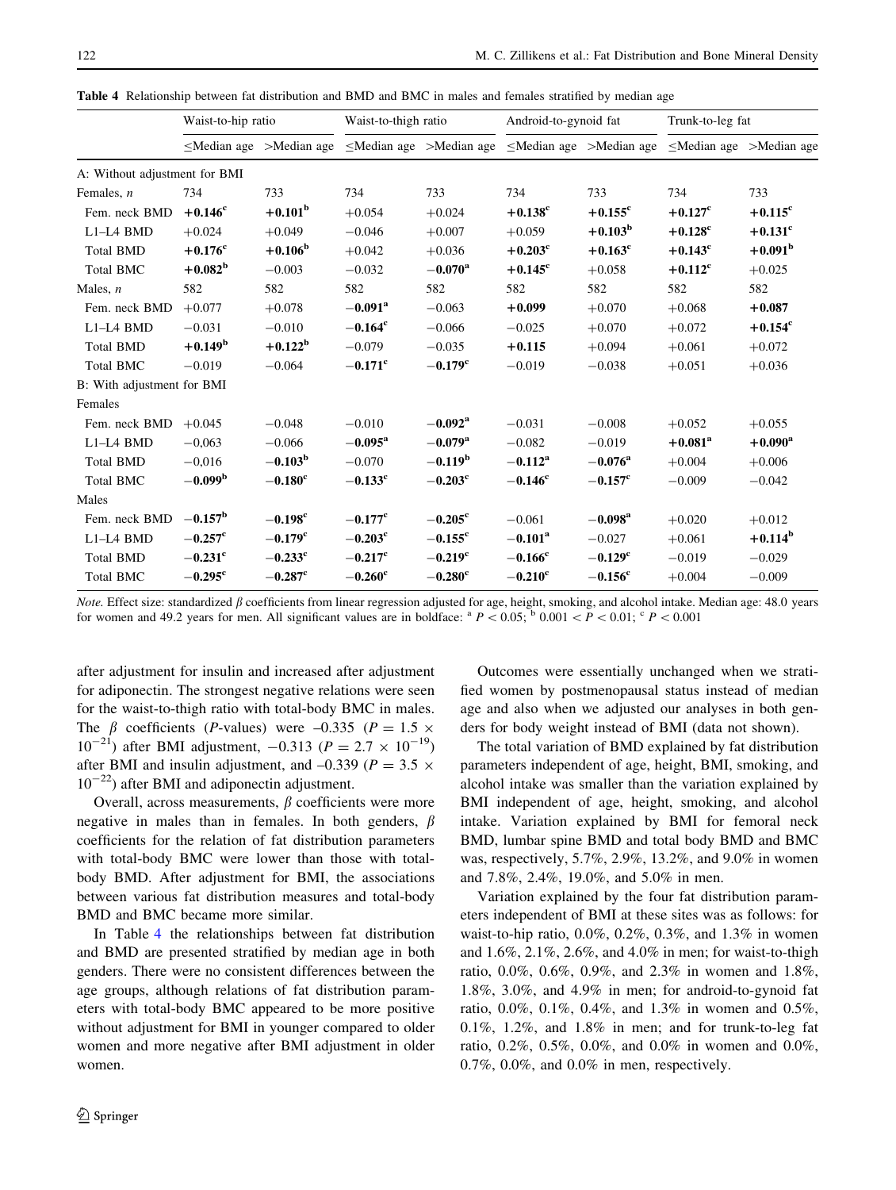**Table 4** Relationship between fat distribution and BMD and BMC in males and females stratified by median age

| | Waist-to-hip ratio | | Waist-to-thigh ratio | | Android-to-gynoid fat | | Trunk-to-leg fat | |
|---|---|---|---|---|---|---|---|---|
| | ≤Median age | >Median age | ≤Median age | >Median age | ≤Median age | >Median age | ≤Median age | >Median age |
| A: Without adjustment for BMI | | | | | | | | |
| Females, *n* | 734 | 733 | 734 | 733 | 734 | 733 | 734 | 733 |
| Fem. neck BMD | **+0.146[c]** | **+0.101[b]** | +0.054 | +0.024 | **+0.138[c]** | **+0.155[c]** | **+0.127[c]** | **+0.115[c]** |
| L1–L4 BMD | +0.024 | +0.049 | −0.046 | +0.007 | +0.059 | **+0.103[b]** | **+0.128[c]** | **+0.131[c]** |
| Total BMD | **+0.176[c]** | **+0.106[b]** | +0.042 | +0.036 | **+0.203[c]** | **+0.163[c]** | **+0.143[c]** | **+0.091[b]** |
| Total BMC | **+0.082[b]** | −0.003 | −0.032 | **−0.070[a]** | **+0.145[c]** | +0.058 | **+0.112[c]** | +0.025 |
| Males, *n* | 582 | 582 | 582 | 582 | 582 | 582 | 582 | 582 |
| Fem. neck BMD | +0.077 | +0.078 | **−0.091[a]** | −0.063 | **+0.099** | +0.070 | +0.068 | **+0.087** |
| L1–L4 BMD | −0.031 | −0.010 | **−0.164[c]** | −0.066 | −0.025 | +0.070 | +0.072 | **+0.154[c]** |
| Total BMD | **+0.149[b]** | **+0.122[b]** | −0.079 | −0.035 | **+0.115** | +0.094 | +0.061 | +0.072 |
| Total BMC | −0.019 | −0.064 | **−0.171[c]** | **−0.179[c]** | −0.019 | −0.038 | +0.051 | +0.036 |
| B: With adjustment for BMI | | | | | | | | |
| Females | | | | | | | | |
| Fem. neck BMD | +0.045 | −0.048 | −0.010 | **−0.092[a]** | −0.031 | −0.008 | +0.052 | +0.055 |
| L1–L4 BMD | −0,063 | −0.066 | **−0.095[a]** | **−0.079[a]** | −0.082 | −0.019 | **+0.081[a]** | **+0.090[a]** |
| Total BMD | −0,016 | **−0.103[b]** | −0.070 | **−0.119[b]** | **−0.112[a]** | **−0.076[a]** | +0.004 | +0.006 |
| Total BMC | **−0.099[b]** | **−0.180[c]** | **−0.133[c]** | **−0.203[c]** | **−0.146[c]** | **−0.157[c]** | −0.009 | −0.042 |
| Males | | | | | | | | |
| Fem. neck BMD | **−0.157[b]** | **−0.198[c]** | **−0.177[c]** | **−0.205[c]** | −0.061 | **−0.098[a]** | +0.020 | +0.012 |
| L1–L4 BMD | **−0.257[c]** | **−0.179[c]** | **−0.203[c]** | **−0.155[c]** | **−0.101[a]** | −0.027 | +0.061 | **+0.114[b]** |
| Total BMD | **−0.231[c]** | **−0.233[c]** | **−0.217[c]** | **−0.219[c]** | **−0.166[c]** | **−0.129[c]** | −0.019 | −0.029 |
| Total BMC | **−0.295[c]** | **−0.287[c]** | **−0.260[c]** | **−0.280[c]** | **−0.210[c]** | **−0.156[c]** | +0.004 | −0.009 |

*Note.* Effect size: standardized $\beta$ coefficients from linear regression adjusted for age, height, smoking, and alcohol intake. Median age: 48.0 years for women and 49.2 years for men. All significant values are in boldface: [a] $P < 0.05$; [b] $0.001 < P < 0.01$; [c] $P < 0.001$

after adjustment for insulin and increased after adjustment for adiponectin. The strongest negative relations were seen for the waist-to-thigh ratio with total-body BMC in males. The $\beta$ coefficients (*P*-values) were –0.335 ($P = 1.5 \times 10^{-21}$) after BMI adjustment, $-0.313$ ($P = 2.7 \times 10^{-19}$) after BMI and insulin adjustment, and –0.339 ($P = 3.5 \times 10^{-22}$) after BMI and adiponectin adjustment.

Overall, across measurements, $\beta$ coefficients were more negative in males than in females. In both genders, $\beta$ coefficients for the relation of fat distribution parameters with total-body BMC were lower than those with total-body BMD. After adjustment for BMI, the associations between various fat distribution measures and total-body BMD and BMC became more similar.

In Table 4 the relationships between fat distribution and BMD are presented stratified by median age in both genders. There were no consistent differences between the age groups, although relations of fat distribution parameters with total-body BMC appeared to be more positive without adjustment for BMI in younger compared to older women and more negative after BMI adjustment in older women.

Outcomes were essentially unchanged when we stratified women by postmenopausal status instead of median age and also when we adjusted our analyses in both genders for body weight instead of BMI (data not shown).

The total variation of BMD explained by fat distribution parameters independent of age, height, BMI, smoking, and alcohol intake was smaller than the variation explained by BMI independent of age, height, smoking, and alcohol intake. Variation explained by BMI for femoral neck BMD, lumbar spine BMD and total body BMD and BMC was, respectively, 5.7%, 2.9%, 13.2%, and 9.0% in women and 7.8%, 2.4%, 19.0%, and 5.0% in men.

Variation explained by the four fat distribution parameters independent of BMI at these sites was as follows: for waist-to-hip ratio, 0.0%, 0.2%, 0.3%, and 1.3% in women and 1.6%, 2.1%, 2.6%, and 4.0% in men; for waist-to-thigh ratio, 0.0%, 0.6%, 0.9%, and 2.3% in women and 1.8%, 1.8%, 3.0%, and 4.9% in men; for android-to-gynoid fat ratio, 0.0%, 0.1%, 0.4%, and 1.3% in women and 0.5%, 0.1%, 1.2%, and 1.8% in men; and for trunk-to-leg fat ratio, 0.2%, 0.5%, 0.0%, and 0.0% in women and 0.0%, 0.7%, 0.0%, and 0.0% in men, respectively.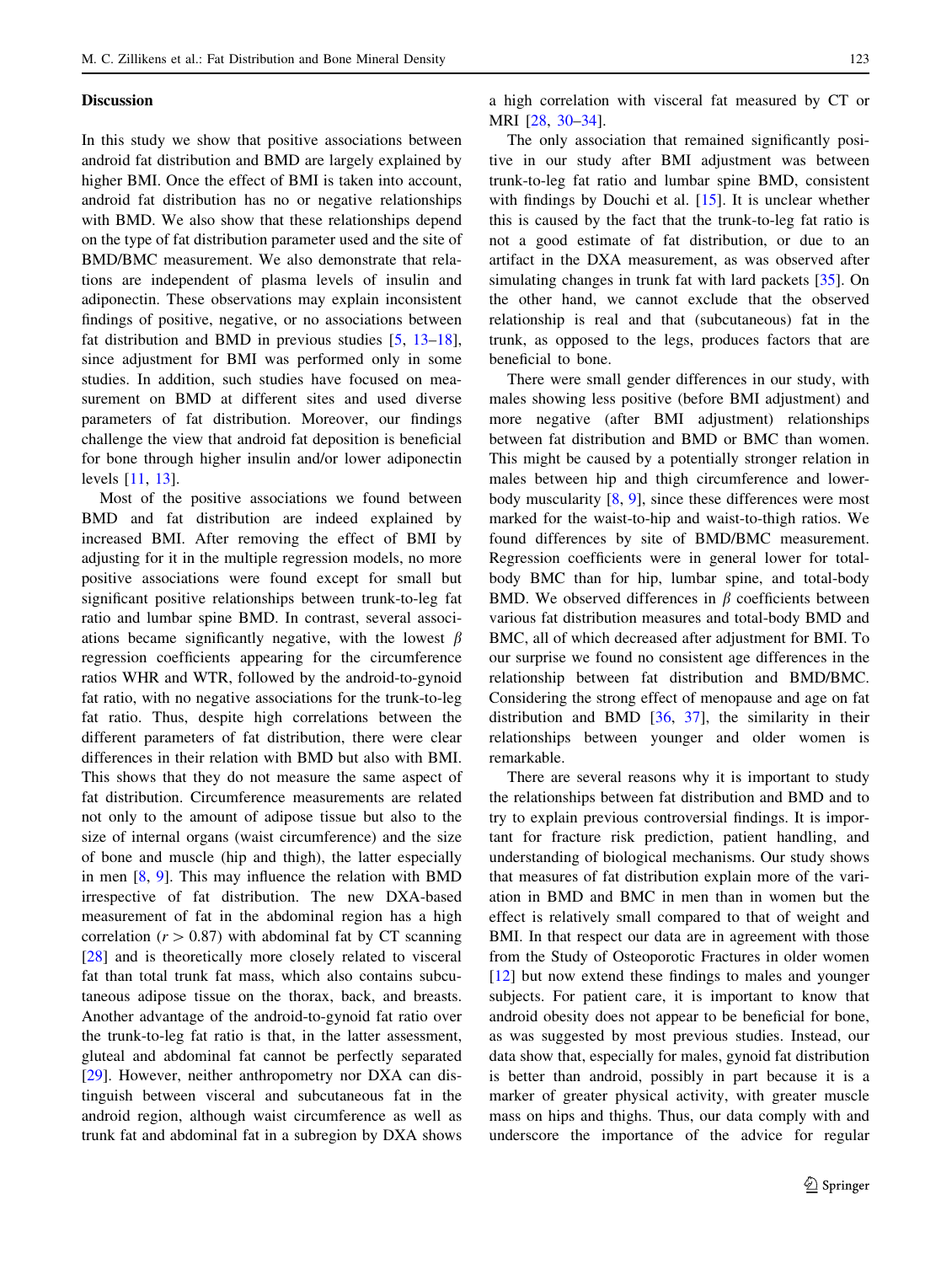## Discussion

In this study we show that positive associations between android fat distribution and BMD are largely explained by higher BMI. Once the effect of BMI is taken into account, android fat distribution has no or negative relationships with BMD. We also show that these relationships depend on the type of fat distribution parameter used and the site of BMD/BMC measurement. We also demonstrate that relations are independent of plasma levels of insulin and adiponectin. These observations may explain inconsistent findings of positive, negative, or no associations between fat distribution and BMD in previous studies [5, 13–18], since adjustment for BMI was performed only in some studies. In addition, such studies have focused on measurement on BMD at different sites and used diverse parameters of fat distribution. Moreover, our findings challenge the view that android fat deposition is beneficial for bone through higher insulin and/or lower adiponectin levels [11, 13].

Most of the positive associations we found between BMD and fat distribution are indeed explained by increased BMI. After removing the effect of BMI by adjusting for it in the multiple regression models, no more positive associations were found except for small but significant positive relationships between trunk-to-leg fat ratio and lumbar spine BMD. In contrast, several associations became significantly negative, with the lowest $\beta$ regression coefficients appearing for the circumference ratios WHR and WTR, followed by the android-to-gynoid fat ratio, with no negative associations for the trunk-to-leg fat ratio. Thus, despite high correlations between the different parameters of fat distribution, there were clear differences in their relation with BMD but also with BMI. This shows that they do not measure the same aspect of fat distribution. Circumference measurements are related not only to the amount of adipose tissue but also to the size of internal organs (waist circumference) and the size of bone and muscle (hip and thigh), the latter especially in men [8, 9]. This may influence the relation with BMD irrespective of fat distribution. The new DXA-based measurement of fat in the abdominal region has a high correlation ($r > 0.87$) with abdominal fat by CT scanning [28] and is theoretically more closely related to visceral fat than total trunk fat mass, which also contains subcutaneous adipose tissue on the thorax, back, and breasts. Another advantage of the android-to-gynoid fat ratio over the trunk-to-leg fat ratio is that, in the latter assessment, gluteal and abdominal fat cannot be perfectly separated [29]. However, neither anthropometry nor DXA can distinguish between visceral and subcutaneous fat in the android region, although waist circumference as well as trunk fat and abdominal fat in a subregion by DXA shows a high correlation with visceral fat measured by CT or MRI [28, 30–34].

The only association that remained significantly positive in our study after BMI adjustment was between trunk-to-leg fat ratio and lumbar spine BMD, consistent with findings by Douchi et al. [15]. It is unclear whether this is caused by the fact that the trunk-to-leg fat ratio is not a good estimate of fat distribution, or due to an artifact in the DXA measurement, as was observed after simulating changes in trunk fat with lard packets [35]. On the other hand, we cannot exclude that the observed relationship is real and that (subcutaneous) fat in the trunk, as opposed to the legs, produces factors that are beneficial to bone.

There were small gender differences in our study, with males showing less positive (before BMI adjustment) and more negative (after BMI adjustment) relationships between fat distribution and BMD or BMC than women. This might be caused by a potentially stronger relation in males between hip and thigh circumference and lower-body muscularity [8, 9], since these differences were most marked for the waist-to-hip and waist-to-thigh ratios. We found differences by site of BMD/BMC measurement. Regression coefficients were in general lower for total-body BMC than for hip, lumbar spine, and total-body BMD. We observed differences in $\beta$ coefficients between various fat distribution measures and total-body BMD and BMC, all of which decreased after adjustment for BMI. To our surprise we found no consistent age differences in the relationship between fat distribution and BMD/BMC. Considering the strong effect of menopause and age on fat distribution and BMD [36, 37], the similarity in their relationships between younger and older women is remarkable.

There are several reasons why it is important to study the relationships between fat distribution and BMD and to try to explain previous controversial findings. It is important for fracture risk prediction, patient handling, and understanding of biological mechanisms. Our study shows that measures of fat distribution explain more of the variation in BMD and BMC in men than in women but the effect is relatively small compared to that of weight and BMI. In that respect our data are in agreement with those from the Study of Osteoporotic Fractures in older women [12] but now extend these findings to males and younger subjects. For patient care, it is important to know that android obesity does not appear to be beneficial for bone, as was suggested by most previous studies. Instead, our data show that, especially for males, gynoid fat distribution is better than android, possibly in part because it is a marker of greater physical activity, with greater muscle mass on hips and thighs. Thus, our data comply with and underscore the importance of the advice for regular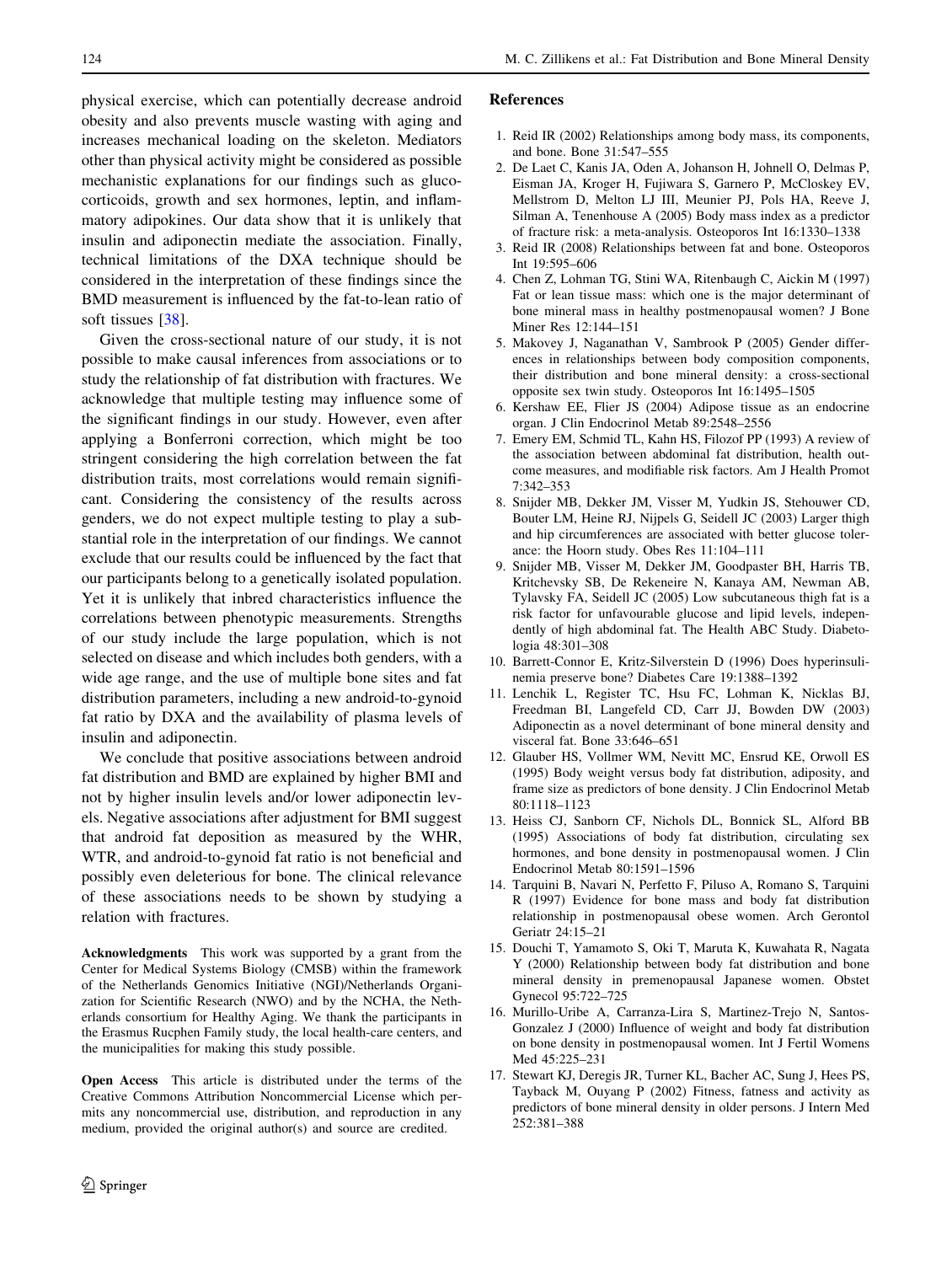physical exercise, which can potentially decrease android obesity and also prevents muscle wasting with aging and increases mechanical loading on the skeleton. Mediators other than physical activity might be considered as possible mechanistic explanations for our findings such as glucocorticoids, growth and sex hormones, leptin, and inflammatory adipokines. Our data show that it is unlikely that insulin and adiponectin mediate the association. Finally, technical limitations of the DXA technique should be considered in the interpretation of these findings since the BMD measurement is influenced by the fat-to-lean ratio of soft tissues [38].

Given the cross-sectional nature of our study, it is not possible to make causal inferences from associations or to study the relationship of fat distribution with fractures. We acknowledge that multiple testing may influence some of the significant findings in our study. However, even after applying a Bonferroni correction, which might be too stringent considering the high correlation between the fat distribution traits, most correlations would remain significant. Considering the consistency of the results across genders, we do not expect multiple testing to play a substantial role in the interpretation of our findings. We cannot exclude that our results could be influenced by the fact that our participants belong to a genetically isolated population. Yet it is unlikely that inbred characteristics influence the correlations between phenotypic measurements. Strengths of our study include the large population, which is not selected on disease and which includes both genders, with a wide age range, and the use of multiple bone sites and fat distribution parameters, including a new android-to-gynoid fat ratio by DXA and the availability of plasma levels of insulin and adiponectin.

We conclude that positive associations between android fat distribution and BMD are explained by higher BMI and not by higher insulin levels and/or lower adiponectin levels. Negative associations after adjustment for BMI suggest that android fat deposition as measured by the WHR, WTR, and android-to-gynoid fat ratio is not beneficial and possibly even deleterious for bone. The clinical relevance of these associations needs to be shown by studying a relation with fractures.

**Acknowledgments** This work was supported by a grant from the Center for Medical Systems Biology (CMSB) within the framework of the Netherlands Genomics Initiative (NGI)/Netherlands Organization for Scientific Research (NWO) and by the NCHA, the Netherlands consortium for Healthy Aging. We thank the participants in the Erasmus Rucphen Family study, the local health-care centers, and the municipalities for making this study possible.

**Open Access** This article is distributed under the terms of the Creative Commons Attribution Noncommercial License which permits any noncommercial use, distribution, and reproduction in any medium, provided the original author(s) and source are credited.

## References

1. Reid IR (2002) Relationships among body mass, its components, and bone. Bone 31:547–555
2. De Laet C, Kanis JA, Oden A, Johanson H, Johnell O, Delmas P, Eisman JA, Kroger H, Fujiwara S, Garnero P, McCloskey EV, Mellstrom D, Melton LJ III, Meunier PJ, Pols HA, Reeve J, Silman A, Tenenhouse A (2005) Body mass index as a predictor of fracture risk: a meta-analysis. Osteoporos Int 16:1330–1338
3. Reid IR (2008) Relationships between fat and bone. Osteoporos Int 19:595–606
4. Chen Z, Lohman TG, Stini WA, Ritenbaugh C, Aickin M (1997) Fat or lean tissue mass: which one is the major determinant of bone mineral mass in healthy postmenopausal women? J Bone Miner Res 12:144–151
5. Makovey J, Naganathan V, Sambrook P (2005) Gender differences in relationships between body composition components, their distribution and bone mineral density: a cross-sectional opposite sex twin study. Osteoporos Int 16:1495–1505
6. Kershaw EE, Flier JS (2004) Adipose tissue as an endocrine organ. J Clin Endocrinol Metab 89:2548–2556
7. Emery EM, Schmid TL, Kahn HS, Filozof PP (1993) A review of the association between abdominal fat distribution, health outcome measures, and modifiable risk factors. Am J Health Promot 7:342–353
8. Snijder MB, Dekker JM, Visser M, Yudkin JS, Stehouwer CD, Bouter LM, Heine RJ, Nijpels G, Seidell JC (2003) Larger thigh and hip circumferences are associated with better glucose tolerance: the Hoorn study. Obes Res 11:104–111
9. Snijder MB, Visser M, Dekker JM, Goodpaster BH, Harris TB, Kritchevsky SB, De Rekeneire N, Kanaya AM, Newman AB, Tylavsky FA, Seidell JC (2005) Low subcutaneous thigh fat is a risk factor for unfavourable glucose and lipid levels, independently of high abdominal fat. The Health ABC Study. Diabetologia 48:301–308
10. Barrett-Connor E, Kritz-Silverstein D (1996) Does hyperinsulinemia preserve bone? Diabetes Care 19:1388–1392
11. Lenchik L, Register TC, Hsu FC, Lohman K, Nicklas BJ, Freedman BI, Langefeld CD, Carr JJ, Bowden DW (2003) Adiponectin as a novel determinant of bone mineral density and visceral fat. Bone 33:646–651
12. Glauber HS, Vollmer WM, Nevitt MC, Ensrud KE, Orwoll ES (1995) Body weight versus body fat distribution, adiposity, and frame size as predictors of bone density. J Clin Endocrinol Metab 80:1118–1123
13. Heiss CJ, Sanborn CF, Nichols DL, Bonnick SL, Alford BB (1995) Associations of body fat distribution, circulating sex hormones, and bone density in postmenopausal women. J Clin Endocrinol Metab 80:1591–1596
14. Tarquini B, Navari N, Perfetto F, Piluso A, Romano S, Tarquini R (1997) Evidence for bone mass and body fat distribution relationship in postmenopausal obese women. Arch Gerontol Geriatr 24:15–21
15. Douchi T, Yamamoto S, Oki T, Maruta K, Kuwahata R, Nagata Y (2000) Relationship between body fat distribution and bone mineral density in premenopausal Japanese women. Obstet Gynecol 95:722–725
16. Murillo-Uribe A, Carranza-Lira S, Martinez-Trejo N, Santos-Gonzalez J (2000) Influence of weight and body fat distribution on bone density in postmenopausal women. Int J Fertil Womens Med 45:225–231
17. Stewart KJ, Deregis JR, Turner KL, Bacher AC, Sung J, Hees PS, Tayback M, Ouyang P (2002) Fitness, fatness and activity as predictors of bone mineral density in older persons. J Intern Med 252:381–388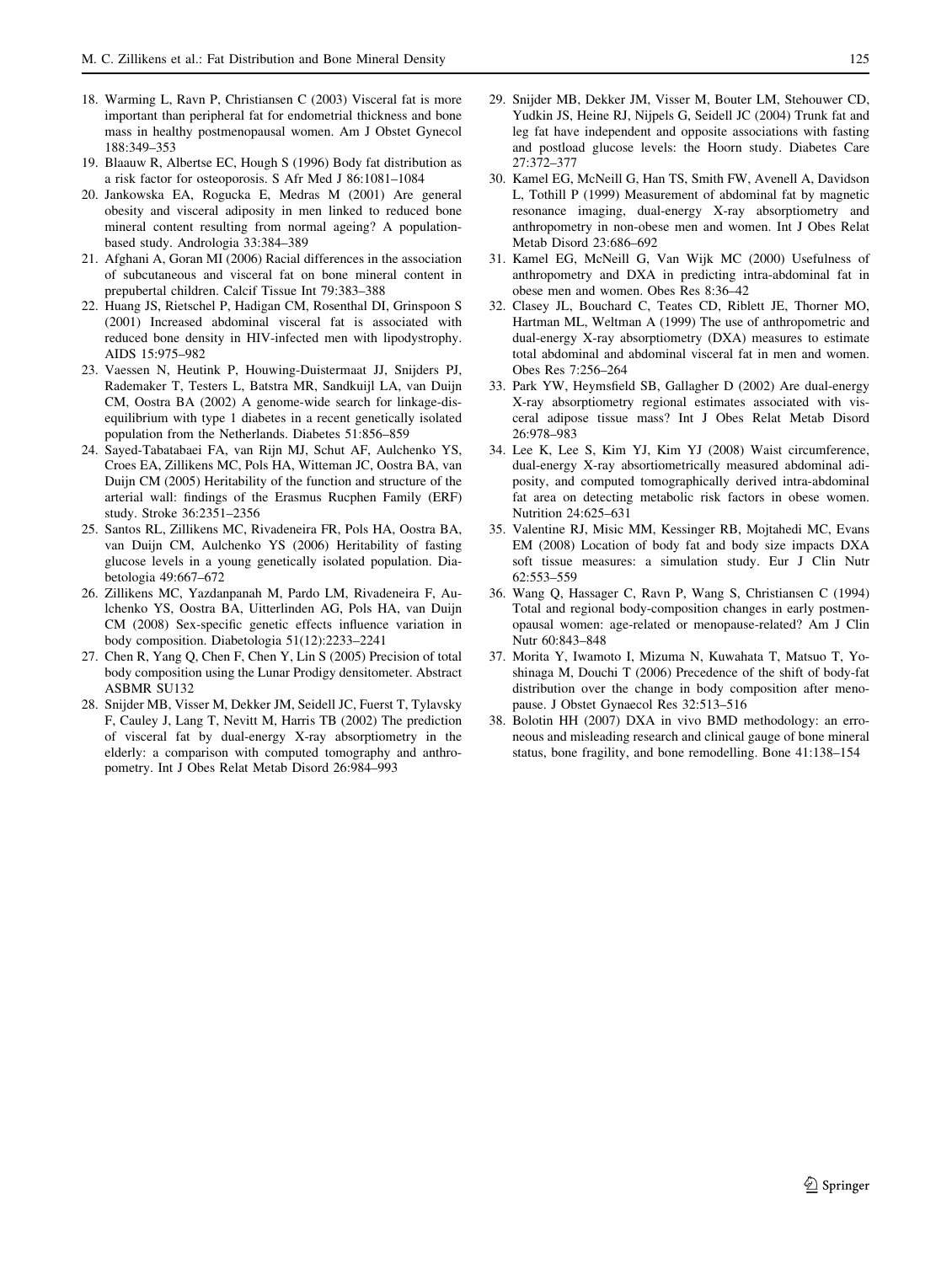18. Warming L, Ravn P, Christiansen C (2003) Visceral fat is more important than peripheral fat for endometrial thickness and bone mass in healthy postmenopausal women. Am J Obstet Gynecol 188:349–353
19. Blaauw R, Albertse EC, Hough S (1996) Body fat distribution as a risk factor for osteoporosis. S Afr Med J 86:1081–1084
20. Jankowska EA, Rogucka E, Medras M (2001) Are general obesity and visceral adiposity in men linked to reduced bone mineral content resulting from normal ageing? A population-based study. Andrologia 33:384–389
21. Afghani A, Goran MI (2006) Racial differences in the association of subcutaneous and visceral fat on bone mineral content in prepubertal children. Calcif Tissue Int 79:383–388
22. Huang JS, Rietschel P, Hadigan CM, Rosenthal DI, Grinspoon S (2001) Increased abdominal visceral fat is associated with reduced bone density in HIV-infected men with lipodystrophy. AIDS 15:975–982
23. Vaessen N, Heutink P, Houwing-Duistermaat JJ, Snijders PJ, Rademaker T, Testers L, Batstra MR, Sandkuijl LA, van Duijn CM, Oostra BA (2002) A genome-wide search for linkage-disequilibrium with type 1 diabetes in a recent genetically isolated population from the Netherlands. Diabetes 51:856–859
24. Sayed-Tabatabaei FA, van Rijn MJ, Schut AF, Aulchenko YS, Croes EA, Zillikens MC, Pols HA, Witteman JC, Oostra BA, van Duijn CM (2005) Heritability of the function and structure of the arterial wall: findings of the Erasmus Rucphen Family (ERF) study. Stroke 36:2351–2356
25. Santos RL, Zillikens MC, Rivadeneira FR, Pols HA, Oostra BA, van Duijn CM, Aulchenko YS (2006) Heritability of fasting glucose levels in a young genetically isolated population. Diabetologia 49:667–672
26. Zillikens MC, Yazdanpanah M, Pardo LM, Rivadeneira F, Aulchenko YS, Oostra BA, Uitterlinden AG, Pols HA, van Duijn CM (2008) Sex-specific genetic effects influence variation in body composition. Diabetologia 51(12):2233–2241
27. Chen R, Yang Q, Chen F, Chen Y, Lin S (2005) Precision of total body composition using the Lunar Prodigy densitometer. Abstract ASBMR SU132
28. Snijder MB, Visser M, Dekker JM, Seidell JC, Fuerst T, Tylavsky F, Cauley J, Lang T, Nevitt M, Harris TB (2002) The prediction of visceral fat by dual-energy X-ray absorptiometry in the elderly: a comparison with computed tomography and anthropometry. Int J Obes Relat Metab Disord 26:984–993
29. Snijder MB, Dekker JM, Visser M, Bouter LM, Stehouwer CD, Yudkin JS, Heine RJ, Nijpels G, Seidell JC (2004) Trunk fat and leg fat have independent and opposite associations with fasting and postload glucose levels: the Hoorn study. Diabetes Care 27:372–377
30. Kamel EG, McNeill G, Han TS, Smith FW, Avenell A, Davidson L, Tothill P (1999) Measurement of abdominal fat by magnetic resonance imaging, dual-energy X-ray absorptiometry and anthropometry in non-obese men and women. Int J Obes Relat Metab Disord 23:686–692
31. Kamel EG, McNeill G, Van Wijk MC (2000) Usefulness of anthropometry and DXA in predicting intra-abdominal fat in obese men and women. Obes Res 8:36–42
32. Clasey JL, Bouchard C, Teates CD, Riblett JE, Thorner MO, Hartman ML, Weltman A (1999) The use of anthropometric and dual-energy X-ray absorptiometry (DXA) measures to estimate total abdominal and abdominal visceral fat in men and women. Obes Res 7:256–264
33. Park YW, Heymsfield SB, Gallagher D (2002) Are dual-energy X-ray absorptiometry regional estimates associated with visceral adipose tissue mass? Int J Obes Relat Metab Disord 26:978–983
34. Lee K, Lee S, Kim YJ, Kim YJ (2008) Waist circumference, dual-energy X-ray absortiometrically measured abdominal adiposity, and computed tomographically derived intra-abdominal fat area on detecting metabolic risk factors in obese women. Nutrition 24:625–631
35. Valentine RJ, Misic MM, Kessinger RB, Mojtahedi MC, Evans EM (2008) Location of body fat and body size impacts DXA soft tissue measures: a simulation study. Eur J Clin Nutr 62:553–559
36. Wang Q, Hassager C, Ravn P, Wang S, Christiansen C (1994) Total and regional body-composition changes in early postmenopausal women: age-related or menopause-related? Am J Clin Nutr 60:843–848
37. Morita Y, Iwamoto I, Mizuma N, Kuwahata T, Matsuo T, Yoshinaga M, Douchi T (2006) Precedence of the shift of body-fat distribution over the change in body composition after menopause. J Obstet Gynaecol Res 32:513–516
38. Bolotin HH (2007) DXA in vivo BMD methodology: an erroneous and misleading research and clinical gauge of bone mineral status, bone fragility, and bone remodelling. Bone 41:138–154